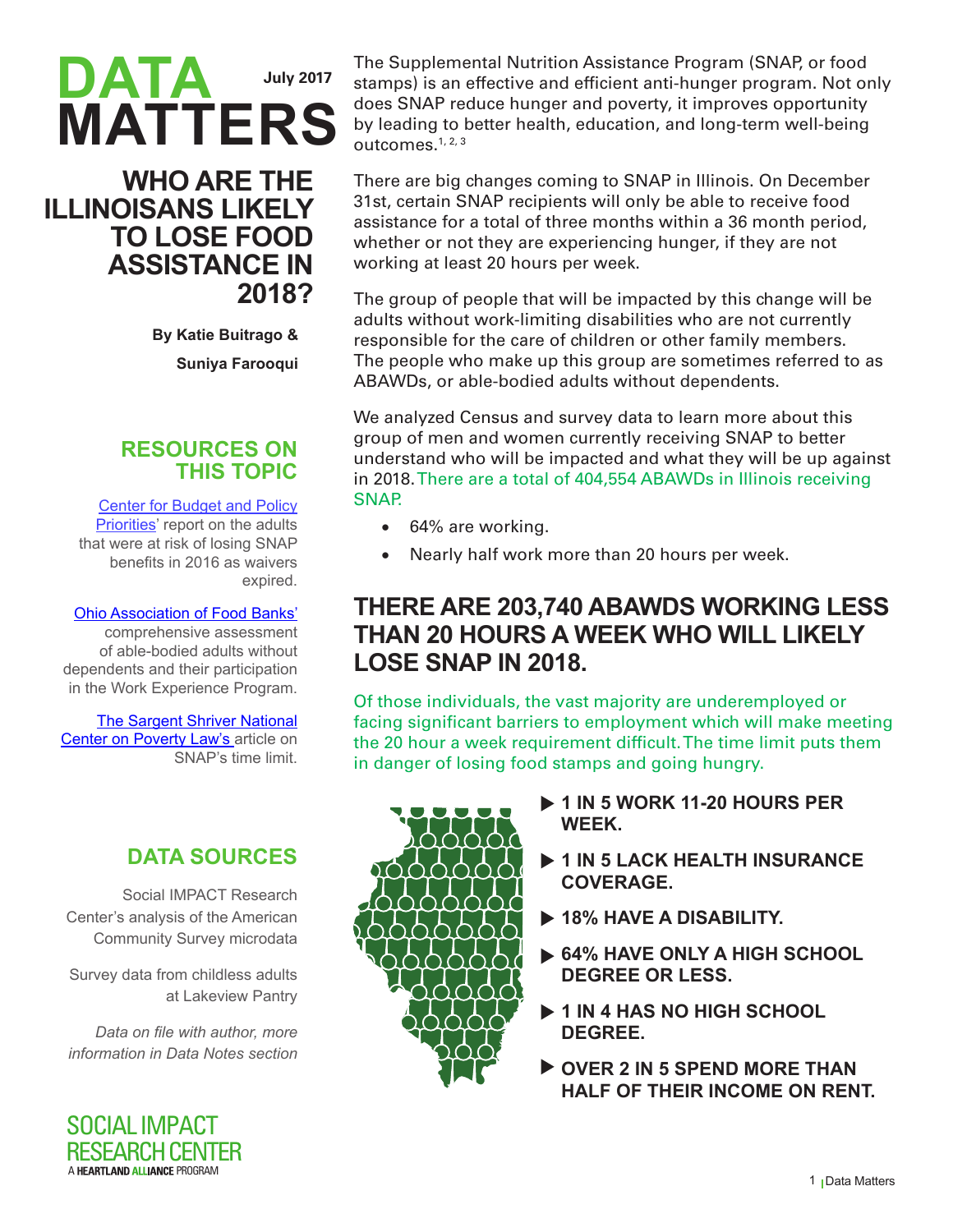# DATA MATTERS

July 2017

## WHO ARE THE ILLINOISANS LIKELY TO LOSE FOOD ASSISTANCE IN 2018?

**By Katie Buitrago & Suniya Farooqui**

### RESOURCES ON THIS TOPIC

Center for Budget and Policy Priorities' report on the adults that were at risk of losing SNAP benefits in 2016 as waivers expired.

Ohio Association of Food Banks' comprehensive assessment of able-bodied adults without dependents and their participation in the Work Experience Program.

The Sargent Shriver National Center on Poverty Law's article on SNAP's time limit.

### DATA SOURCES

Social IMPACT Research Center's analysis of the American Community Survey microdata

Survey data from childless adults at Lakeview Pantry

*Data on file with author, more information in Data Notes section*

SOCIAL IMPACT RESEARCH CENTER
A HEARTLAND ALLIANCE PROGRAM

The Supplemental Nutrition Assistance Program (SNAP, or food stamps) is an effective and efficient anti-hunger program. Not only does SNAP reduce hunger and poverty, it improves opportunity by leading to better health, education, and long-term well-being outcomes.[1, 2, 3]

There are big changes coming to SNAP in Illinois. On December 31st, certain SNAP recipients will only be able to receive food assistance for a total of three months within a 36 month period, whether or not they are experiencing hunger, if they are not working at least 20 hours per week.

The group of people that will be impacted by this change will be adults without work-limiting disabilities who are not currently responsible for the care of children or other family members. The people who make up this group are sometimes referred to as ABAWDs, or able-bodied adults without dependents.

We analyzed Census and survey data to learn more about this group of men and women currently receiving SNAP to better understand who will be impacted and what they will be up against in 2018. There are a total of 404,554 ABAWDs in Illinois receiving SNAP.

- 64% are working.
- Nearly half work more than 20 hours per week.

## THERE ARE 203,740 ABAWDS WORKING LESS THAN 20 HOURS A WEEK WHO WILL LIKELY LOSE SNAP IN 2018.

Of those individuals, the vast majority are underemployed or facing significant barriers to employment which will make meeting the 20 hour a week requirement difficult. The time limit puts them in danger of losing food stamps and going hungry.

- **1 IN 5 WORK 11-20 HOURS PER WEEK.**
- **1 IN 5 LACK HEALTH INSURANCE COVERAGE.**
- **18% HAVE A DISABILITY.**
- **64% HAVE ONLY A HIGH SCHOOL DEGREE OR LESS.**
- **1 IN 4 HAS NO HIGH SCHOOL DEGREE.**
- **OVER 2 IN 5 SPEND MORE THAN HALF OF THEIR INCOME ON RENT.**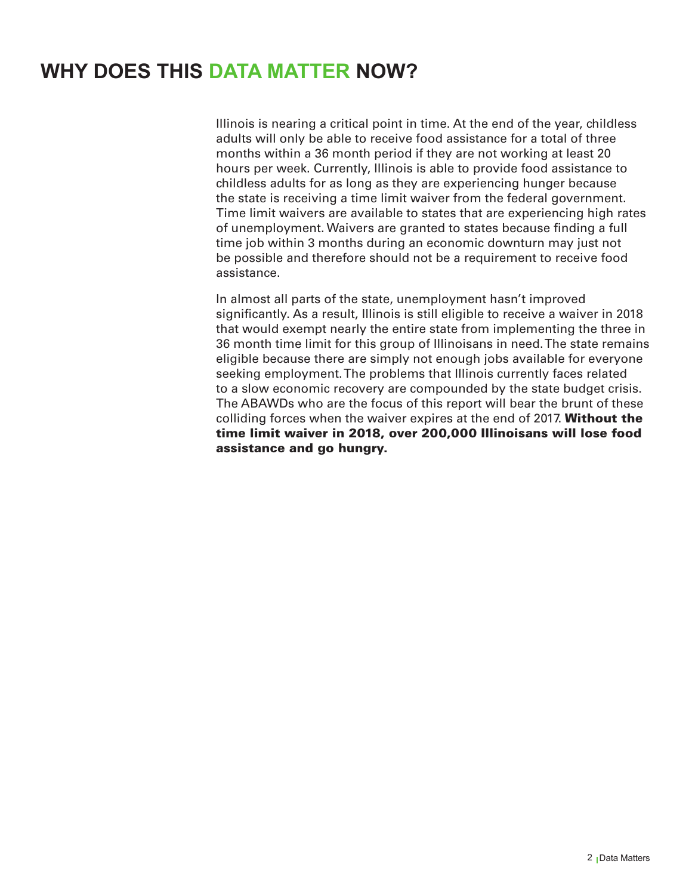# WHY DOES THIS DATA MATTER NOW?

Illinois is nearing a critical point in time. At the end of the year, childless adults will only be able to receive food assistance for a total of three months within a 36 month period if they are not working at least 20 hours per week. Currently, Illinois is able to provide food assistance to childless adults for as long as they are experiencing hunger because the state is receiving a time limit waiver from the federal government. Time limit waivers are available to states that are experiencing high rates of unemployment. Waivers are granted to states because finding a full time job within 3 months during an economic downturn may just not be possible and therefore should not be a requirement to receive food assistance.

In almost all parts of the state, unemployment hasn't improved significantly. As a result, Illinois is still eligible to receive a waiver in 2018 that would exempt nearly the entire state from implementing the three in 36 month time limit for this group of Illinoisans in need. The state remains eligible because there are simply not enough jobs available for everyone seeking employment. The problems that Illinois currently faces related to a slow economic recovery are compounded by the state budget crisis. The ABAWDs who are the focus of this report will bear the brunt of these colliding forces when the waiver expires at the end of 2017. **Without the time limit waiver in 2018, over 200,000 Illinoisans will lose food assistance and go hungry.**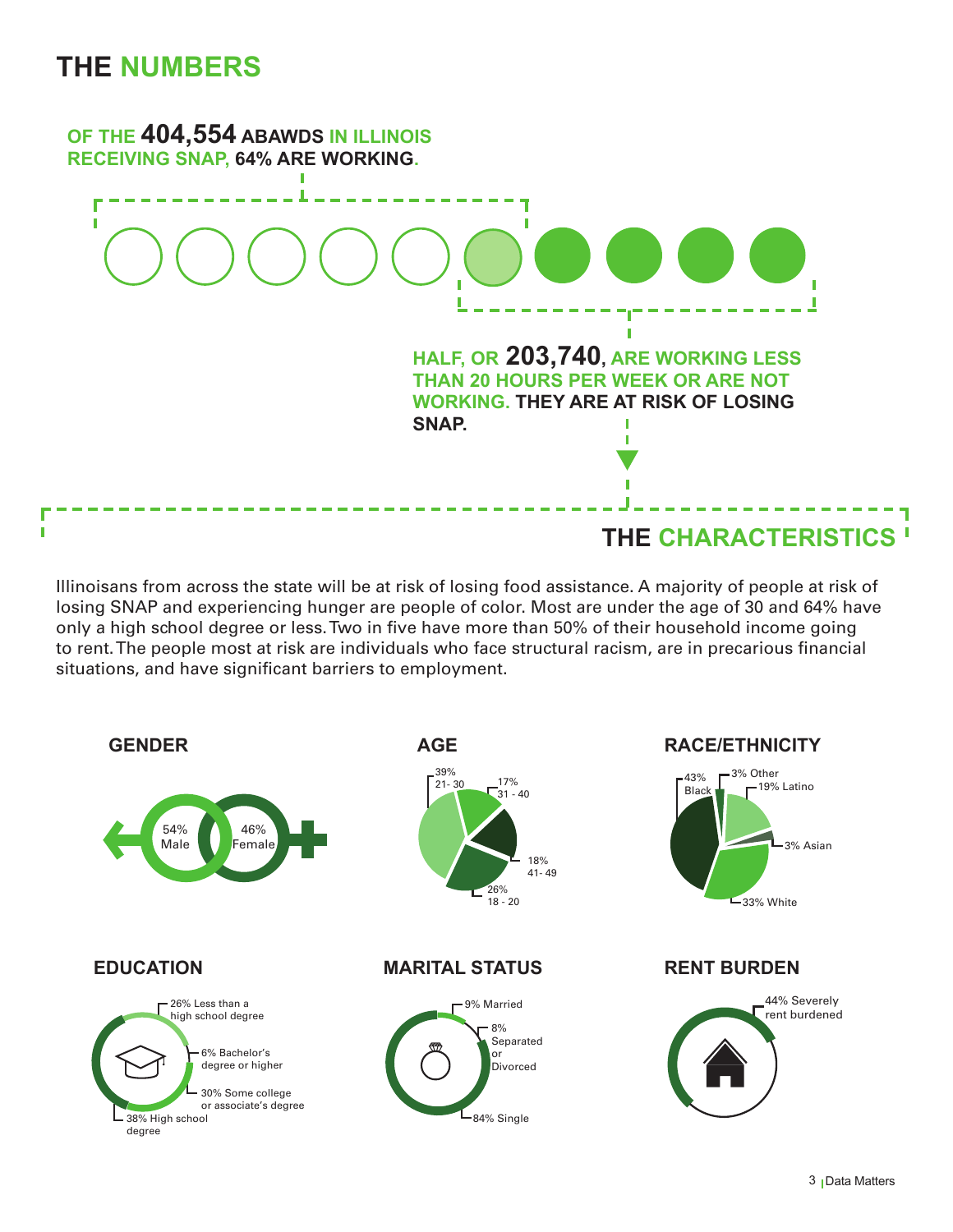# THE NUMBERS

**OF THE 404,554 ABAWDS IN ILLINOIS RECEIVING SNAP, 64% ARE WORKING.**

**HALF, OR 203,740, ARE WORKING LESS THAN 20 HOURS PER WEEK OR ARE NOT WORKING. THEY ARE AT RISK OF LOSING SNAP.**

## THE CHARACTERISTICS

Illinoisans from across the state will be at risk of losing food assistance. A majority of people at risk of losing SNAP and experiencing hunger are people of color. Most are under the age of 30 and 64% have only a high school degree or less. Two in five have more than 50% of their household income going to rent. The people most at risk are individuals who face structural racism, are in precarious financial situations, and have significant barriers to employment.

### GENDER

- 54% Male
- 46% Female

### AGE

- 39% 21 - 30
- 17% 31 - 40
- 18% 41 - 49
- 26% 18 - 20

### RACE/ETHNICITY

- 43% Black
- 3% Other
- 19% Latino
- 3% Asian
- 33% White

### EDUCATION

- 26% Less than a high school degree
- 6% Bachelor's degree or higher
- 30% Some college or associate's degree
- 38% High school degree

### MARITAL STATUS

- 9% Married
- 8% Separated or Divorced
- 84% Single

### RENT BURDEN

- 44% Severely rent burdened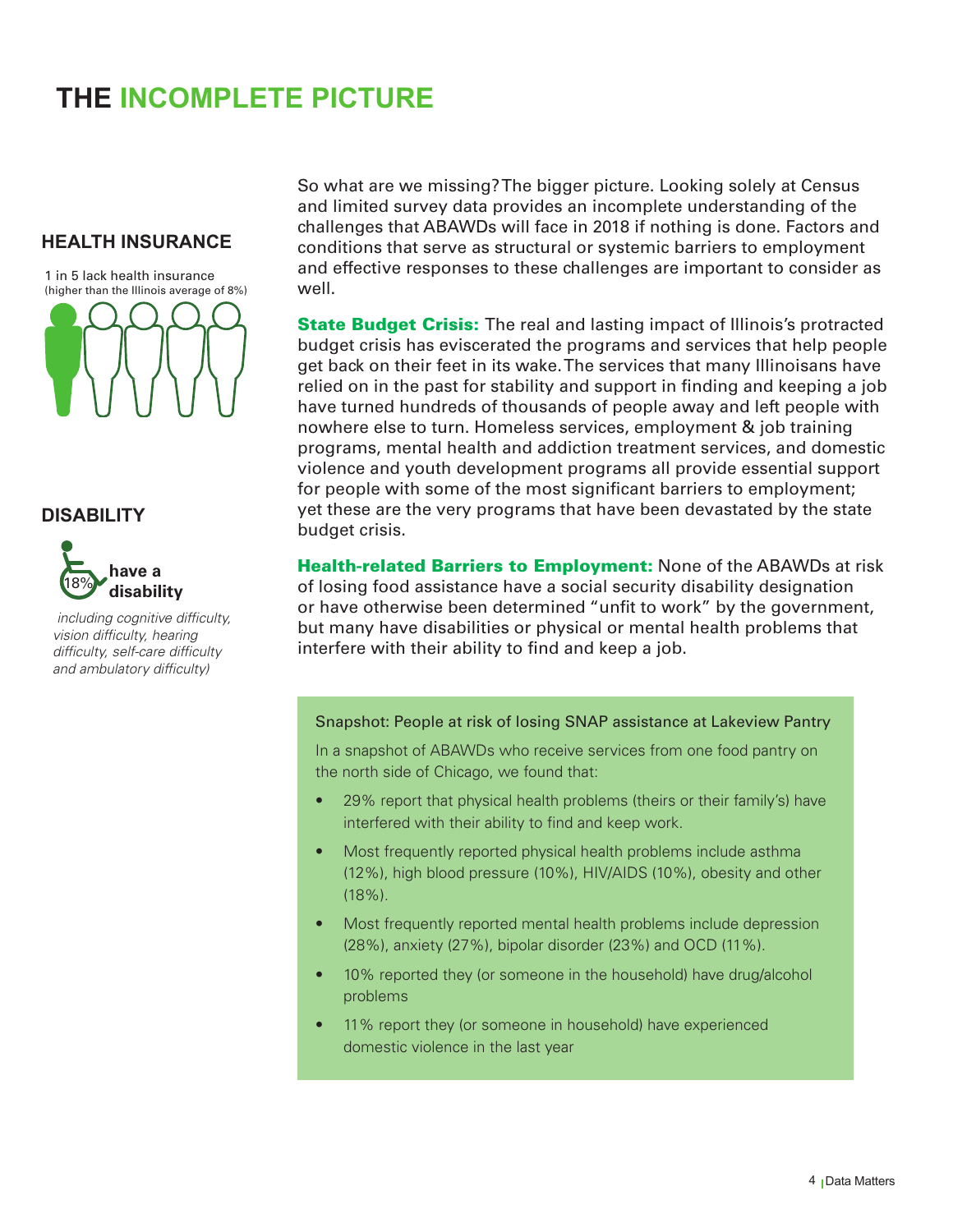# THE INCOMPLETE PICTURE

## HEALTH INSURANCE

1 in 5 lack health insurance
(higher than the Illinois average of 8%)

## DISABILITY

18% **have a disability**

*including cognitive difficulty, vision difficulty, hearing difficulty, self-care difficulty and ambulatory difficulty)*

So what are we missing? The bigger picture. Looking solely at Census and limited survey data provides an incomplete understanding of the challenges that ABAWDs will face in 2018 if nothing is done. Factors and conditions that serve as structural or systemic barriers to employment and effective responses to these challenges are important to consider as well.

**State Budget Crisis:** The real and lasting impact of Illinois's protracted budget crisis has eviscerated the programs and services that help people get back on their feet in its wake. The services that many Illinoisans have relied on in the past for stability and support in finding and keeping a job have turned hundreds of thousands of people away and left people with nowhere else to turn. Homeless services, employment & job training programs, mental health and addiction treatment services, and domestic violence and youth development programs all provide essential support for people with some of the most significant barriers to employment; yet these are the very programs that have been devastated by the state budget crisis.

**Health-related Barriers to Employment:** None of the ABAWDs at risk of losing food assistance have a social security disability designation or have otherwise been determined "unfit to work" by the government, but many have disabilities or physical or mental health problems that interfere with their ability to find and keep a job.

Snapshot: People at risk of losing SNAP assistance at Lakeview Pantry

In a snapshot of ABAWDs who receive services from one food pantry on the north side of Chicago, we found that:

- 29% report that physical health problems (theirs or their family's) have interfered with their ability to find and keep work.
- Most frequently reported physical health problems include asthma (12%), high blood pressure (10%), HIV/AIDS (10%), obesity and other (18%).
- Most frequently reported mental health problems include depression (28%), anxiety (27%), bipolar disorder (23%) and OCD (11%).
- 10% reported they (or someone in the household) have drug/alcohol problems
- 11% report they (or someone in household) have experienced domestic violence in the last year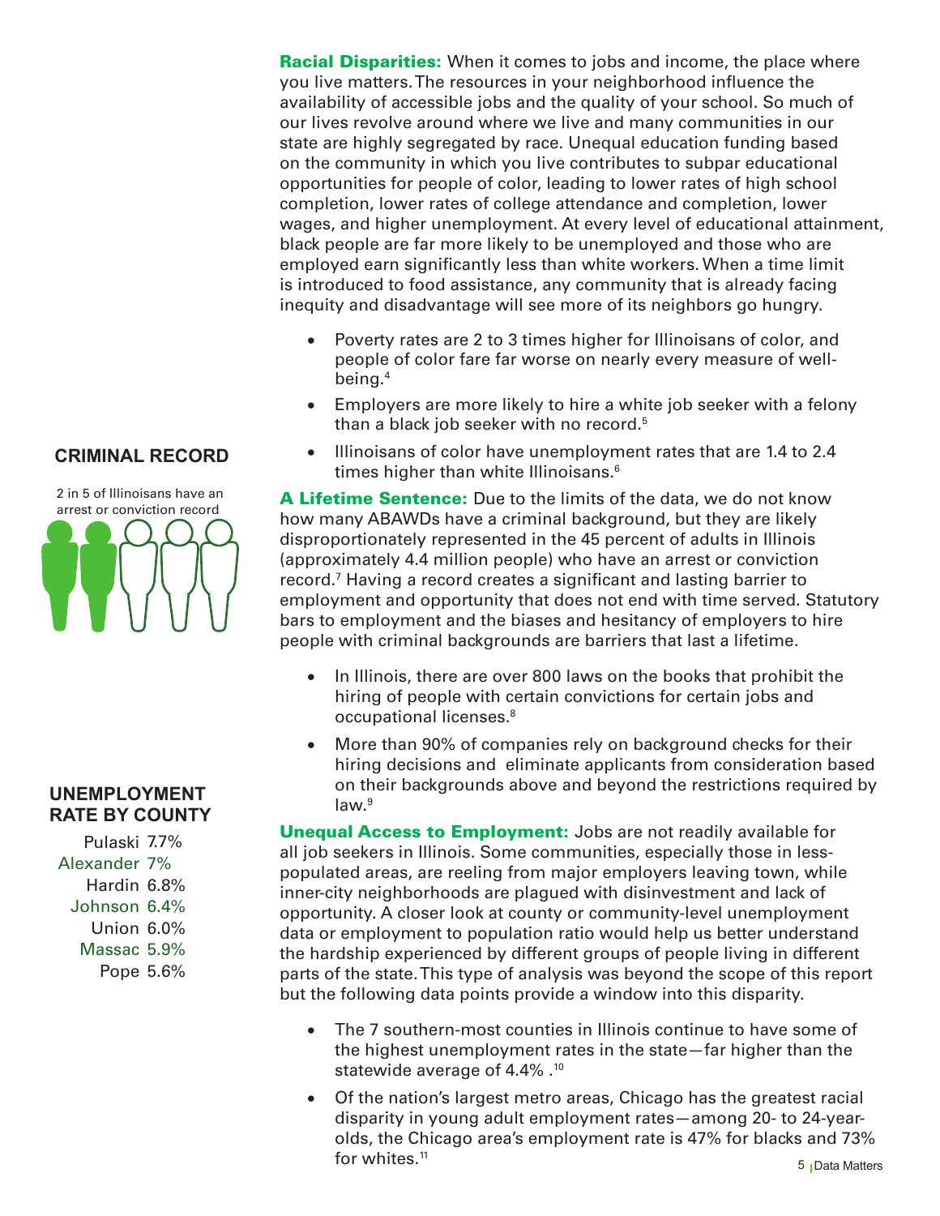**Racial Disparities:** When it comes to jobs and income, the place where you live matters. The resources in your neighborhood influence the availability of accessible jobs and the quality of your school. So much of our lives revolve around where we live and many communities in our state are highly segregated by race. Unequal education funding based on the community in which you live contributes to subpar educational opportunities for people of color, leading to lower rates of high school completion, lower rates of college attendance and completion, lower wages, and higher unemployment. At every level of educational attainment, black people are far more likely to be unemployed and those who are employed earn significantly less than white workers. When a time limit is introduced to food assistance, any community that is already facing inequity and disadvantage will see more of its neighbors go hungry.

- Poverty rates are 2 to 3 times higher for Illinoisans of color, and people of color fare far worse on nearly every measure of well-being.[4]
- Employers are more likely to hire a white job seeker with a felony than a black job seeker with no record.[5]
- Illinoisans of color have unemployment rates that are 1.4 to 2.4 times higher than white Illinoisans.[6]

### CRIMINAL RECORD

2 in 5 of Illinoisans have an arrest or conviction record

**A Lifetime Sentence:** Due to the limits of the data, we do not know how many ABAWDs have a criminal background, but they are likely disproportionately represented in the 45 percent of adults in Illinois (approximately 4.4 million people) who have an arrest or conviction record.[7] Having a record creates a significant and lasting barrier to employment and opportunity that does not end with time served. Statutory bars to employment and the biases and hesitancy of employers to hire people with criminal backgrounds are barriers that last a lifetime.

- In Illinois, there are over 800 laws on the books that prohibit the hiring of people with certain convictions for certain jobs and occupational licenses.[8]
- More than 90% of companies rely on background checks for their hiring decisions and eliminate applicants from consideration based on their backgrounds above and beyond the restrictions required by law.[9]

### UNEMPLOYMENT RATE BY COUNTY

| County | Rate |
|---|---|
| Pulaski | 7.7% |
| Alexander | 7% |
| Hardin | 6.8% |
| Johnson | 6.4% |
| Union | 6.0% |
| Massac | 5.9% |
| Pope | 5.6% |

**Unequal Access to Employment:** Jobs are not readily available for all job seekers in Illinois. Some communities, especially those in less-populated areas, are reeling from major employers leaving town, while inner-city neighborhoods are plagued with disinvestment and lack of opportunity. A closer look at county or community-level unemployment data or employment to population ratio would help us better understand the hardship experienced by different groups of people living in different parts of the state. This type of analysis was beyond the scope of this report but the following data points provide a window into this disparity.

- The 7 southern-most counties in Illinois continue to have some of the highest unemployment rates in the state—far higher than the statewide average of 4.4% .[10]
- Of the nation's largest metro areas, Chicago has the greatest racial disparity in young adult employment rates—among 20- to 24-year-olds, the Chicago area's employment rate is 47% for blacks and 73% for whites.[11]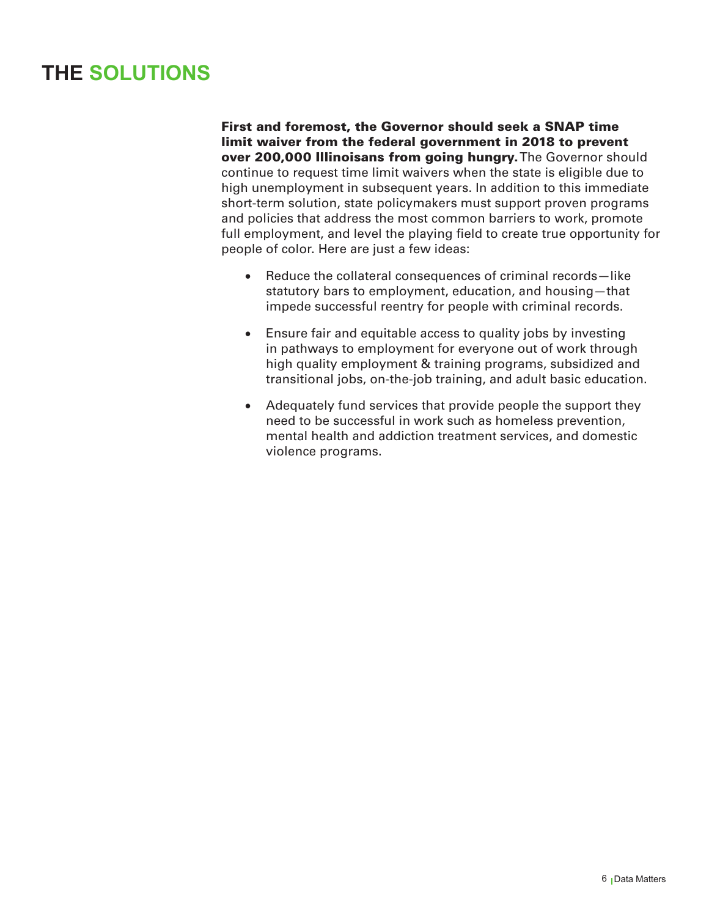# THE SOLUTIONS

**First and foremost, the Governor should seek a SNAP time limit waiver from the federal government in 2018 to prevent over 200,000 Illinoisans from going hungry.** The Governor should continue to request time limit waivers when the state is eligible due to high unemployment in subsequent years. In addition to this immediate short-term solution, state policymakers must support proven programs and policies that address the most common barriers to work, promote full employment, and level the playing field to create true opportunity for people of color. Here are just a few ideas:

- Reduce the collateral consequences of criminal records—like statutory bars to employment, education, and housing—that impede successful reentry for people with criminal records.
- Ensure fair and equitable access to quality jobs by investing in pathways to employment for everyone out of work through high quality employment & training programs, subsidized and transitional jobs, on-the-job training, and adult basic education.
- Adequately fund services that provide people the support they need to be successful in work such as homeless prevention, mental health and addiction treatment services, and domestic violence programs.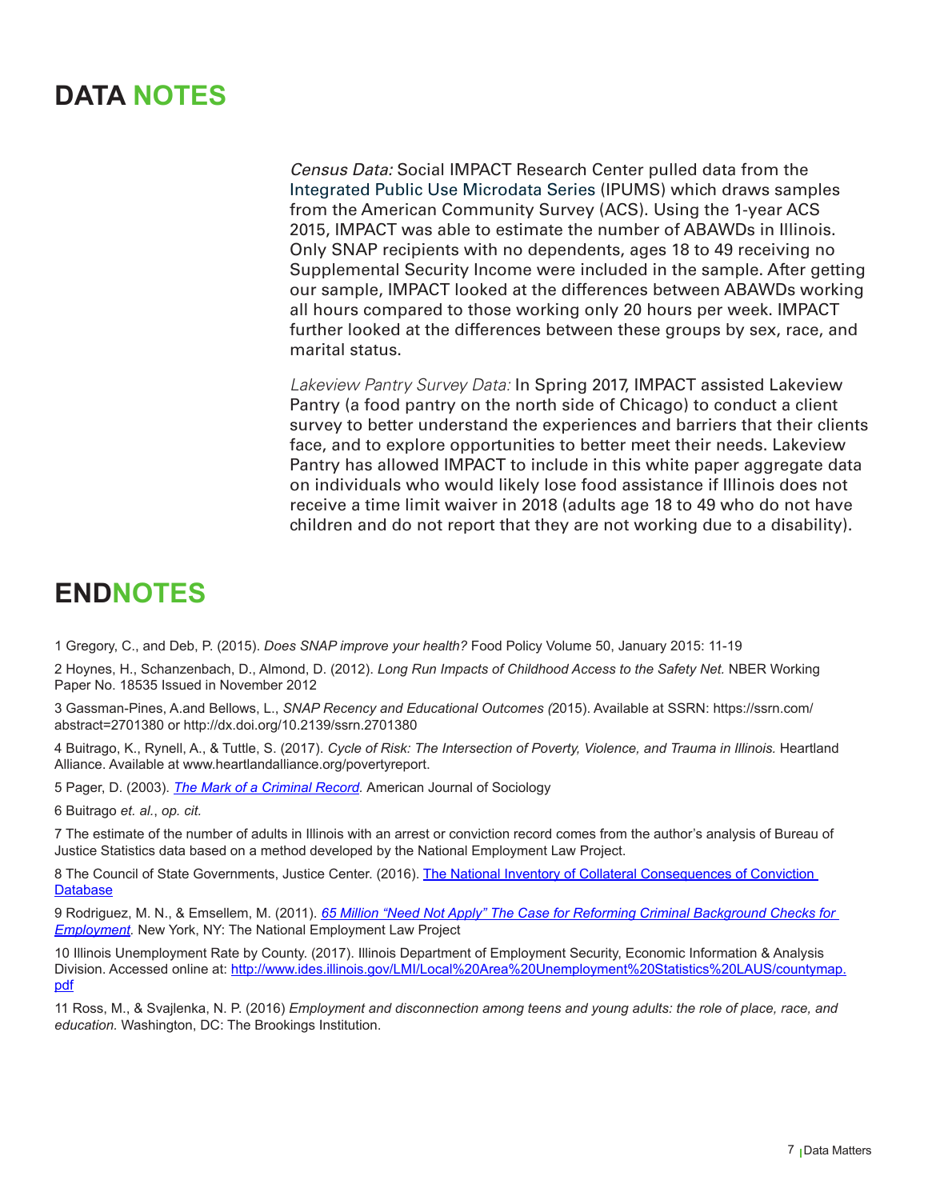# DATA NOTES

*Census Data:* Social IMPACT Research Center pulled data from the Integrated Public Use Microdata Series (IPUMS) which draws samples from the American Community Survey (ACS). Using the 1-year ACS 2015, IMPACT was able to estimate the number of ABAWDs in Illinois. Only SNAP recipients with no dependents, ages 18 to 49 receiving no Supplemental Security Income were included in the sample. After getting our sample, IMPACT looked at the differences between ABAWDs working all hours compared to those working only 20 hours per week. IMPACT further looked at the differences between these groups by sex, race, and marital status.

*Lakeview Pantry Survey Data:* In Spring 2017, IMPACT assisted Lakeview Pantry (a food pantry on the north side of Chicago) to conduct a client survey to better understand the experiences and barriers that their clients face, and to explore opportunities to better meet their needs. Lakeview Pantry has allowed IMPACT to include in this white paper aggregate data on individuals who would likely lose food assistance if Illinois does not receive a time limit waiver in 2018 (adults age 18 to 49 who do not have children and do not report that they are not working due to a disability).

# ENDNOTES

1 Gregory, C., and Deb, P. (2015). *Does SNAP improve your health?* Food Policy Volume 50, January 2015: 11-19

2 Hoynes, H., Schanzenbach, D., Almond, D. (2012). *Long Run Impacts of Childhood Access to the Safety Net.* NBER Working Paper No. 18535 Issued in November 2012

3 Gassman-Pines, A.and Bellows, L., *SNAP Recency and Educational Outcomes (*2015). Available at SSRN: https://ssrn.com/abstract=2701380 or http://dx.doi.org/10.2139/ssrn.2701380

4 Buitrago, K., Rynell, A., & Tuttle, S. (2017). *Cycle of Risk: The Intersection of Poverty, Violence, and Trauma in Illinois.* Heartland Alliance. Available at www.heartlandalliance.org/povertyreport.

5 Pager, D. (2003). *The Mark of a Criminal Record.* American Journal of Sociology

6 Buitrago *et. al.*, *op. cit.*

7 The estimate of the number of adults in Illinois with an arrest or conviction record comes from the author's analysis of Bureau of Justice Statistics data based on a method developed by the National Employment Law Project.

8 The Council of State Governments, Justice Center. (2016). The National Inventory of Collateral Consequences of Conviction Database

9 Rodriguez, M. N., & Emsellem, M. (2011). *65 Million "Need Not Apply" The Case for Reforming Criminal Background Checks for Employment.* New York, NY: The National Employment Law Project

10 Illinois Unemployment Rate by County. (2017). Illinois Department of Employment Security, Economic Information & Analysis Division. Accessed online at: http://www.ides.illinois.gov/LMI/Local%20Area%20Unemployment%20Statistics%20LAUS/countymap.pdf

11 Ross, M., & Svajlenka, N. P. (2016) *Employment and disconnection among teens and young adults: the role of place, race, and education.* Washington, DC: The Brookings Institution.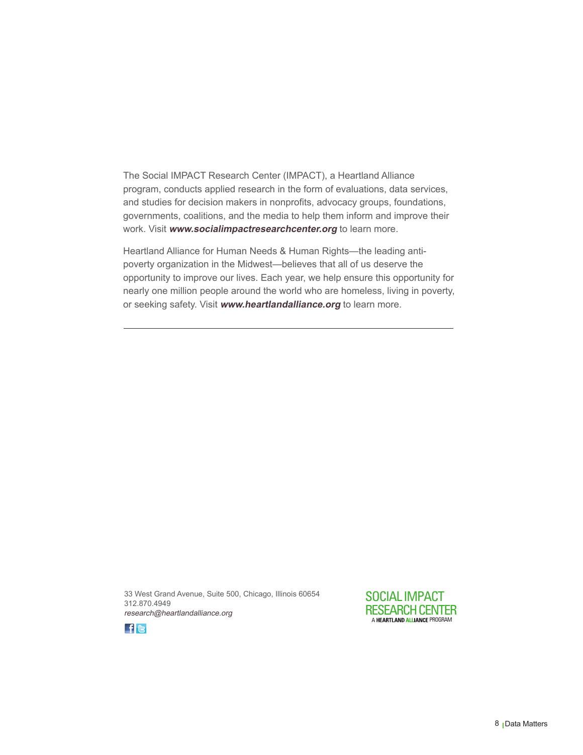The Social IMPACT Research Center (IMPACT), a Heartland Alliance program, conducts applied research in the form of evaluations, data services, and studies for decision makers in nonprofits, advocacy groups, foundations, governments, coalitions, and the media to help them inform and improve their work. Visit ***www.socialimpactresearchcenter.org*** to learn more.

Heartland Alliance for Human Needs & Human Rights—the leading anti-poverty organization in the Midwest—believes that all of us deserve the opportunity to improve our lives. Each year, we help ensure this opportunity for nearly one million people around the world who are homeless, living in poverty, or seeking safety. Visit ***www.heartlandalliance.org*** to learn more.

---

33 West Grand Avenue, Suite 500, Chicago, Illinois 60654
312.870.4949
*research@heartlandalliance.org*

SOCIAL IMPACT RESEARCH CENTER
A HEARTLAND ALLIANCE PROGRAM